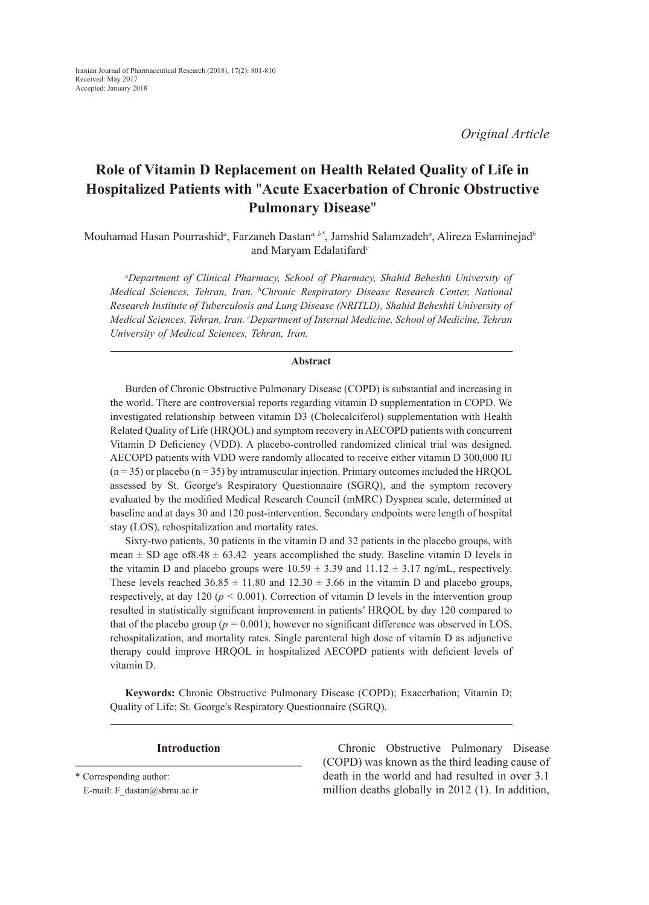Iranian Journal of Pharmaceutical Research (2018), 17(2): 801-810
Received: May 2017
Accepted: January 2018

*Original Article*

# Role of Vitamin D Replacement on Health Related Quality of Life in Hospitalized Patients with "Acute Exacerbation of Chronic Obstructive Pulmonary Disease"

Mouhamad Hasan Pourrashid[a], Farzaneh Dastan[a, b*], Jamshid Salamzadeh[a], Alireza Eslaminejad[b] and Maryam Edalatifard[c]

*[a]Department of Clinical Pharmacy, School of Pharmacy, Shahid Beheshti University of Medical Sciences, Tehran, Iran. [b]Chronic Respiratory Disease Research Center, National Research Institute of Tuberculosis and Lung Disease (NRITLD), Shahid Beheshti University of Medical Sciences, Tehran, Iran. [c]Department of Internal Medicine, School of Medicine, Tehran University of Medical Sciences, Tehran, Iran.*

## Abstract

Burden of Chronic Obstructive Pulmonary Disease (COPD) is substantial and increasing in the world. There are controversial reports regarding vitamin D supplementation in COPD. We investigated relationship between vitamin D3 (Cholecalciferol) supplementation with Health Related Quality of Life (HRQOL) and symptom recovery in AECOPD patients with concurrent Vitamin D Deficiency (VDD). A placebo-controlled randomized clinical trial was designed. AECOPD patients with VDD were randomly allocated to receive either vitamin D 300,000 IU ($n = 35$) or placebo ($n = 35$) by intramuscular injection. Primary outcomes included the HRQOL assessed by St. George′s Respiratory Questionnaire (SGRQ), and the symptom recovery evaluated by the modified Medical Research Council (mMRC) Dyspnea scale, determined at baseline and at days 30 and 120 post-intervention. Secondary endpoints were length of hospital stay (LOS), rehospitalization and mortality rates.

Sixty-two patients, 30 patients in the vitamin D and 32 patients in the placebo groups, with mean ± SD age of8.48 ± 63.42 years accomplished the study. Baseline vitamin D levels in the vitamin D and placebo groups were 10.59 ± 3.39 and 11.12 ± 3.17 ng/mL, respectively. These levels reached 36.85 ± 11.80 and 12.30 ± 3.66 in the vitamin D and placebo groups, respectively, at day 120 ($p < 0.001$). Correction of vitamin D levels in the intervention group resulted in statistically significant improvement in patients' HRQOL by day 120 compared to that of the placebo group ($p = 0.001$); however no significant difference was observed in LOS, rehospitalization, and mortality rates. Single parenteral high dose of vitamin D as adjunctive therapy could improve HRQOL in hospitalized AECOPD patients with deficient levels of vitamin D.

**Keywords:** Chronic Obstructive Pulmonary Disease (COPD); Exacerbation; Vitamin D; Quality of Life; St. George′s Respiratory Questionnaire (SGRQ).

## Introduction

Chronic Obstructive Pulmonary Disease (COPD) was known as the third leading cause of death in the world and had resulted in over 3.1 million deaths globally in 2012 (1). In addition,

\* Corresponding author:
E-mail: F_dastan@sbmu.ac.ir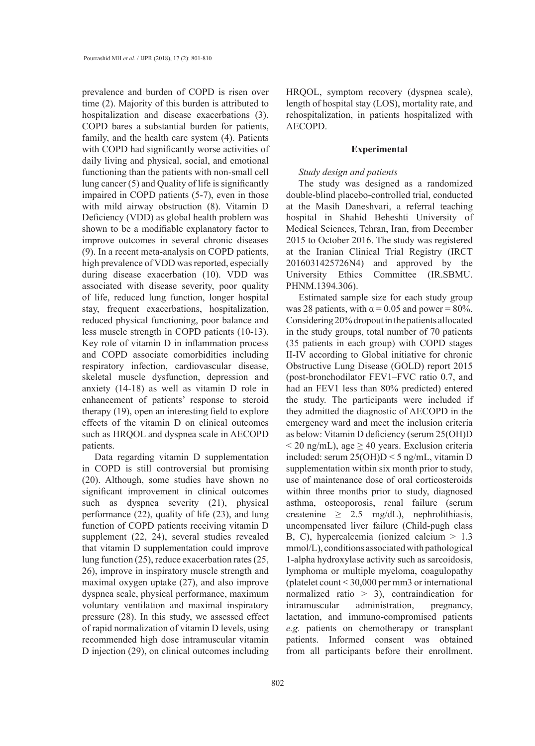prevalence and burden of COPD is risen over time (2). Majority of this burden is attributed to hospitalization and disease exacerbations (3). COPD bares a substantial burden for patients, family, and the health care system (4). Patients with COPD had significantly worse activities of daily living and physical, social, and emotional functioning than the patients with non-small cell lung cancer (5) and Quality of life is significantly impaired in COPD patients (5-7), even in those with mild airway obstruction (8). Vitamin D Deficiency (VDD) as global health problem was shown to be a modifiable explanatory factor to improve outcomes in several chronic diseases (9). In a recent meta-analysis on COPD patients, high prevalence of VDD was reported, especially during disease exacerbation (10). VDD was associated with disease severity, poor quality of life, reduced lung function, longer hospital stay, frequent exacerbations, hospitalization, reduced physical functioning, poor balance and less muscle strength in COPD patients (10-13). Key role of vitamin D in inflammation process and COPD associate comorbidities including respiratory infection, cardiovascular disease, skeletal muscle dysfunction, depression and anxiety (14-18) as well as vitamin D role in enhancement of patients' response to steroid therapy (19), open an interesting field to explore effects of the vitamin D on clinical outcomes such as HRQOL and dyspnea scale in AECOPD patients.

Data regarding vitamin D supplementation in COPD is still controversial but promising (20). Although, some studies have shown no significant improvement in clinical outcomes such as dyspnea severity (21), physical performance (22), quality of life (23), and lung function of COPD patients receiving vitamin D supplement (22, 24), several studies revealed that vitamin D supplementation could improve lung function (25), reduce exacerbation rates (25, 26), improve in inspiratory muscle strength and maximal oxygen uptake (27), and also improve dyspnea scale, physical performance, maximum voluntary ventilation and maximal inspiratory pressure (28). In this study, we assessed effect of rapid normalization of vitamin D levels, using recommended high dose intramuscular vitamin D injection (29), on clinical outcomes including HRQOL, symptom recovery (dyspnea scale), length of hospital stay (LOS), mortality rate, and rehospitalization, in patients hospitalized with AECOPD.

## Experimental

### *Study design and patients*

The study was designed as a randomized double-blind placebo-controlled trial, conducted at the Masih Daneshvari, a referral teaching hospital in Shahid Beheshti University of Medical Sciences, Tehran, Iran, from December 2015 to October 2016. The study was registered at the Iranian Clinical Trial Registry (IRCT 2016031425726N4) and approved by the University Ethics Committee (IR.SBMU.PHNM.1394.306).

Estimated sample size for each study group was 28 patients, with $\alpha = 0.05$ and power = 80%. Considering 20% dropout in the patients allocated in the study groups, total number of 70 patients (35 patients in each group) with COPD stages II-IV according to Global initiative for chronic Obstructive Lung Disease (GOLD) report 2015 (post-bronchodilator FEV1–FVC ratio 0.7, and had an FEV1 less than 80% predicted) entered the study. The participants were included if they admitted the diagnostic of AECOPD in the emergency ward and meet the inclusion criteria as below: Vitamin D deficiency (serum 25(OH)D $< 20$ ng/mL), age $\geq 40$ years. Exclusion criteria included: serum 25(OH)D $< 5$ ng/mL, vitamin D supplementation within six month prior to study, use of maintenance dose of oral corticosteroids within three months prior to study, diagnosed asthma, osteoporosis, renal failure (serum createnine $\geq 2.5$ mg/dL), nephrolithiasis, uncompensated liver failure (Child-pugh class B, C), hypercalcemia (ionized calcium $> 1.3$ mmol/L), conditions associated with pathological 1-alpha hydroxylase activity such as sarcoidosis, lymphoma or multiple myeloma, coagulopathy (platelet count $< 30{,}000$ per mm3 or international normalized ratio $> 3$), contraindication for intramuscular administration, pregnancy, lactation, and immuno-compromised patients *e.g.* patients on chemotherapy or transplant patients. Informed consent was obtained from all participants before their enrollment.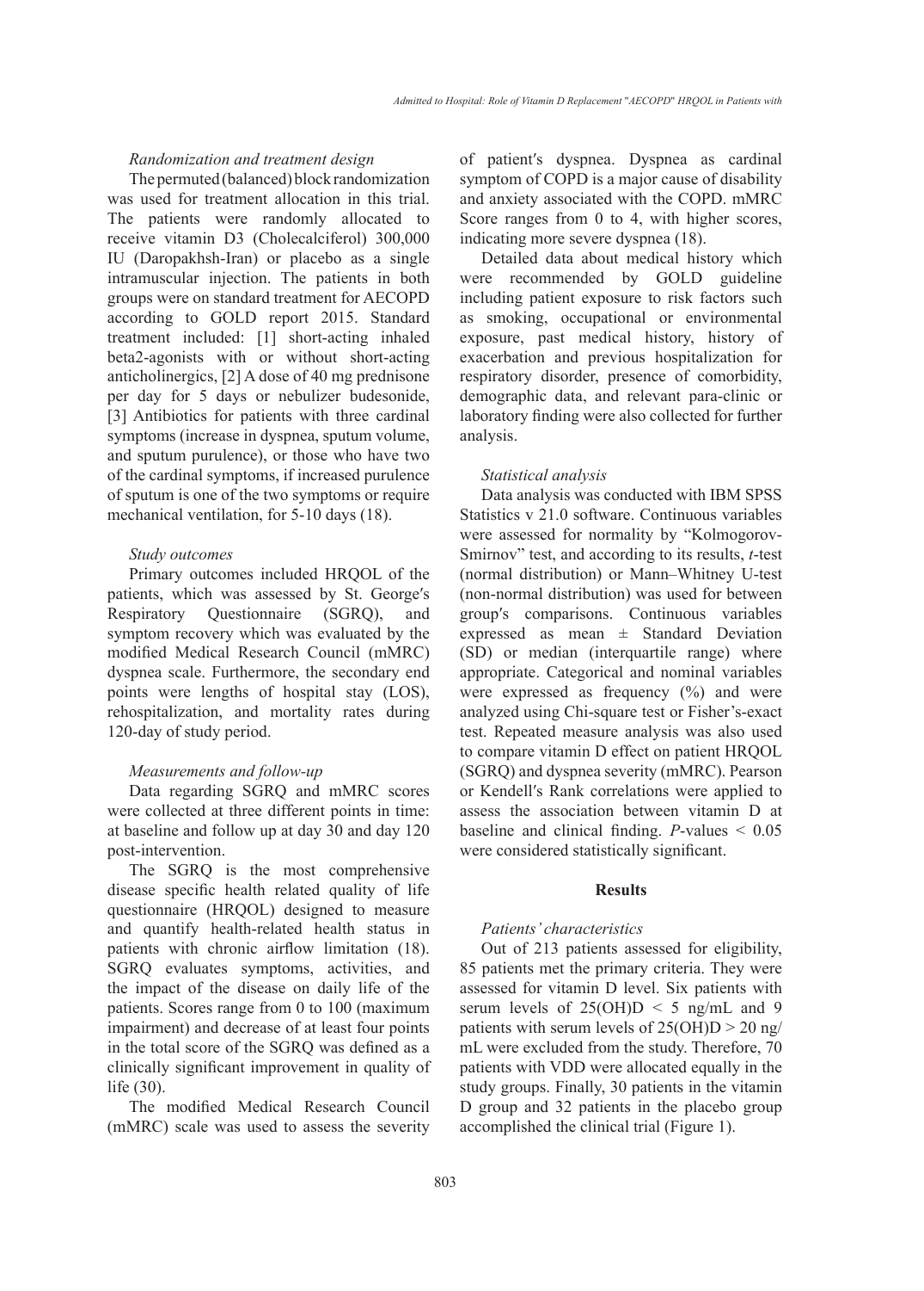*Randomization and treatment design*

The permuted (balanced) block randomization was used for treatment allocation in this trial. The patients were randomly allocated to receive vitamin D3 (Cholecalciferol) 300,000 IU (Daropakhsh-Iran) or placebo as a single intramuscular injection. The patients in both groups were on standard treatment for AECOPD according to GOLD report 2015. Standard treatment included: [1] short-acting inhaled beta2-agonists with or without short-acting anticholinergics, [2] A dose of 40 mg prednisone per day for 5 days or nebulizer budesonide, [3] Antibiotics for patients with three cardinal symptoms (increase in dyspnea, sputum volume, and sputum purulence), or those who have two of the cardinal symptoms, if increased purulence of sputum is one of the two symptoms or require mechanical ventilation, for 5-10 days (18).

*Study outcomes*

Primary outcomes included HRQOL of the patients, which was assessed by St. George′s Respiratory Questionnaire (SGRQ), and symptom recovery which was evaluated by the modified Medical Research Council (mMRC) dyspnea scale. Furthermore, the secondary end points were lengths of hospital stay (LOS), rehospitalization, and mortality rates during 120-day of study period.

*Measurements and follow-up*

Data regarding SGRQ and mMRC scores were collected at three different points in time: at baseline and follow up at day 30 and day 120 post-intervention.

The SGRQ is the most comprehensive disease specific health related quality of life questionnaire (HRQOL) designed to measure and quantify health-related health status in patients with chronic airflow limitation (18). SGRQ evaluates symptoms, activities, and the impact of the disease on daily life of the patients. Scores range from 0 to 100 (maximum impairment) and decrease of at least four points in the total score of the SGRQ was defined as a clinically significant improvement in quality of life (30).

The modified Medical Research Council (mMRC) scale was used to assess the severity of patient′s dyspnea. Dyspnea as cardinal symptom of COPD is a major cause of disability and anxiety associated with the COPD. mMRC Score ranges from 0 to 4, with higher scores, indicating more severe dyspnea (18).

Detailed data about medical history which were recommended by GOLD guideline including patient exposure to risk factors such as smoking, occupational or environmental exposure, past medical history, history of exacerbation and previous hospitalization for respiratory disorder, presence of comorbidity, demographic data, and relevant para-clinic or laboratory finding were also collected for further analysis.

*Statistical analysis*

Data analysis was conducted with IBM SPSS Statistics v 21.0 software. Continuous variables were assessed for normality by "Kolmogorov-Smirnov" test, and according to its results, *t*-test (normal distribution) or Mann–Whitney U-test (non-normal distribution) was used for between group′s comparisons. Continuous variables expressed as mean ± Standard Deviation (SD) or median (interquartile range) where appropriate. Categorical and nominal variables were expressed as frequency (%) and were analyzed using Chi-square test or Fisher's-exact test. Repeated measure analysis was also used to compare vitamin D effect on patient HRQOL (SGRQ) and dyspnea severity (mMRC). Pearson or Kendell′s Rank correlations were applied to assess the association between vitamin D at baseline and clinical finding. *P*-values $< 0.05$ were considered statistically significant.

## Results

*Patients' characteristics*

Out of 213 patients assessed for eligibility, 85 patients met the primary criteria. They were assessed for vitamin D level. Six patients with serum levels of 25(OH)D < 5 ng/mL and 9 patients with serum levels of 25(OH)D > 20 ng/mL were excluded from the study. Therefore, 70 patients with VDD were allocated equally in the study groups. Finally, 30 patients in the vitamin D group and 32 patients in the placebo group accomplished the clinical trial (Figure 1).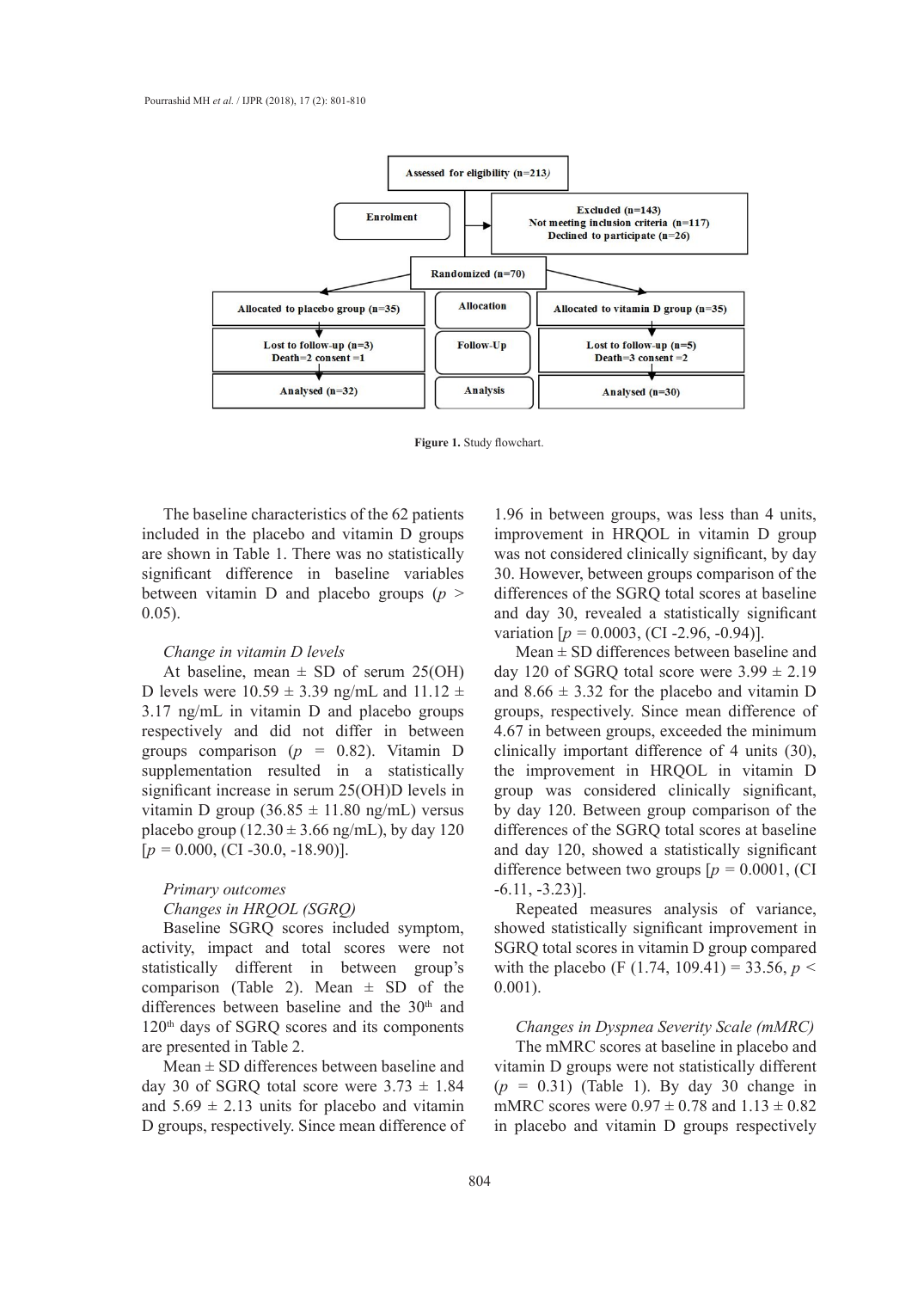Assessed for eligibility (n=213)

Enrolment

Excluded (n=143)
Not meeting inclusion criteria (n=117)
Declined to participate (n=26)

Randomized (n=70)

| Allocation | Placebo group | Vitamin D group |
| --- | --- | --- |
| Allocation | Allocated to placebo group (n=35) | Allocated to vitamin D group (n=35) |
| Follow-Up | Lost to follow-up (n=3) Death=2 consent =1 | Lost to follow-up (n=5) Death=3 consent =2 |
| Analysis | Analysed (n=32) | Analysed (n=30) |

**Figure 1.** Study flowchart.

The baseline characteristics of the 62 patients included in the placebo and vitamin D groups are shown in Table 1. There was no statistically significant difference in baseline variables between vitamin D and placebo groups ($p > 0.05$).

*Change in vitamin D levels*

At baseline, mean ± SD of serum 25(OH) D levels were 10.59 ± 3.39 ng/mL and 11.12 ± 3.17 ng/mL in vitamin D and placebo groups respectively and did not differ in between groups comparison ($p = 0.82$). Vitamin D supplementation resulted in a statistically significant increase in serum 25(OH)D levels in vitamin D group (36.85 ± 11.80 ng/mL) versus placebo group (12.30 ± 3.66 ng/mL), by day 120 [$p = 0.000$, (CI -30.0, -18.90)].

*Primary outcomes*

*Changes in HRQOL (SGRQ)*

Baseline SGRQ scores included symptom, activity, impact and total scores were not statistically different in between group's comparison (Table 2). Mean ± SD of the differences between baseline and the 30th and 120th days of SGRQ scores and its components are presented in Table 2.

Mean ± SD differences between baseline and day 30 of SGRQ total score were 3.73 ± 1.84 and 5.69 ± 2.13 units for placebo and vitamin D groups, respectively. Since mean difference of 1.96 in between groups, was less than 4 units, improvement in HRQOL in vitamin D group was not considered clinically significant, by day 30. However, between groups comparison of the differences of the SGRQ total scores at baseline and day 30, revealed a statistically significant variation [$p = 0.0003$, (CI -2.96, -0.94)].

Mean ± SD differences between baseline and day 120 of SGRQ total score were 3.99 ± 2.19 and 8.66 ± 3.32 for the placebo and vitamin D groups, respectively. Since mean difference of 4.67 in between groups, exceeded the minimum clinically important difference of 4 units (30), the improvement in HRQOL in vitamin D group was considered clinically significant, by day 120. Between group comparison of the differences of the SGRQ total scores at baseline and day 120, showed a statistically significant difference between two groups [$p = 0.0001$, (CI -6.11, -3.23)].

Repeated measures analysis of variance, showed statistically significant improvement in SGRQ total scores in vitamin D group compared with the placebo ($F$ (1.74, 109.41) = 33.56, $p < 0.001$).

*Changes in Dyspnea Severity Scale (mMRC)*

The mMRC scores at baseline in placebo and vitamin D groups were not statistically different ($p = 0.31$) (Table 1). By day 30 change in mMRC scores were 0.97 ± 0.78 and 1.13 ± 0.82 in placebo and vitamin D groups respectively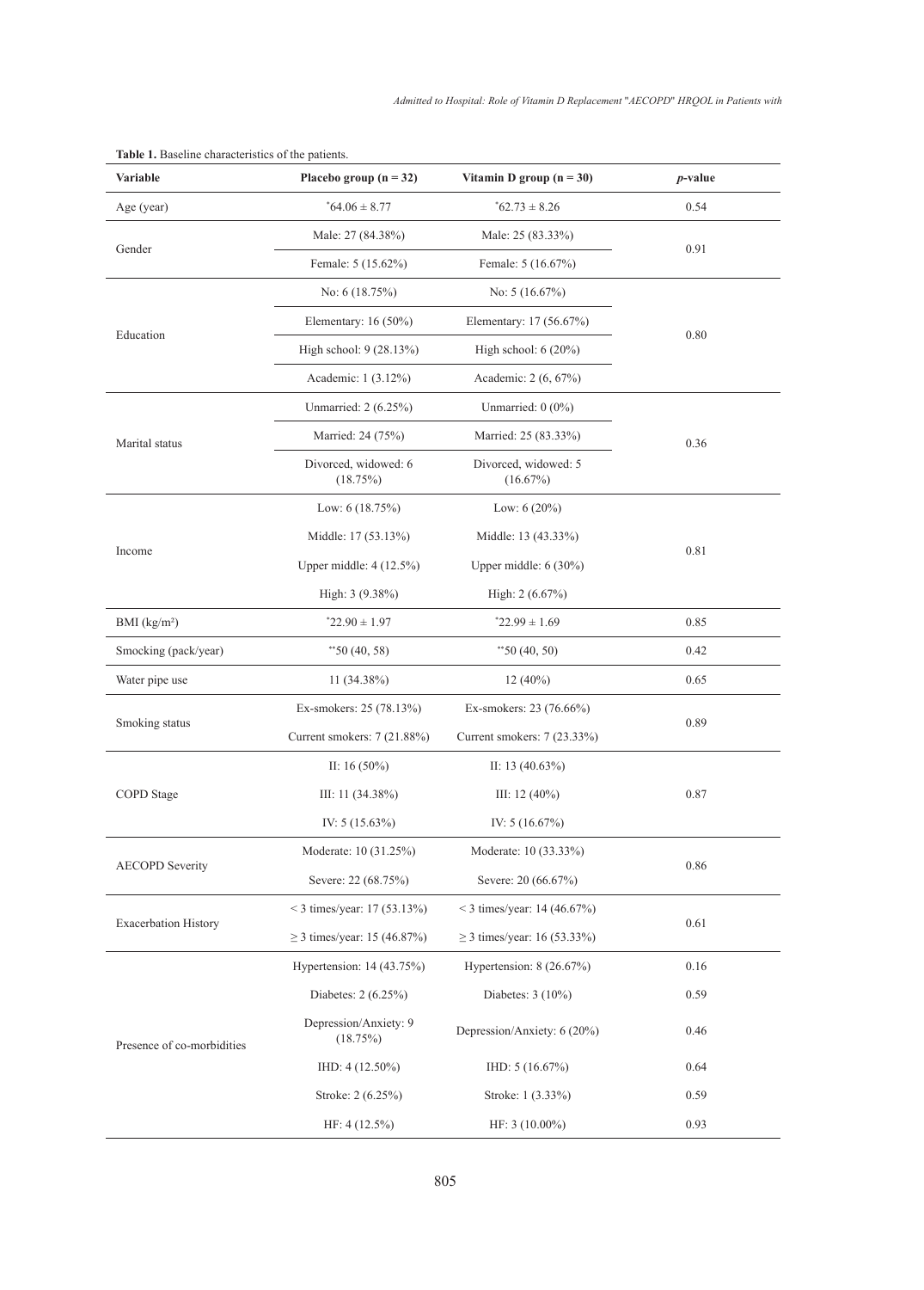**Table 1.** Baseline characteristics of the patients.

| Variable | Placebo group (n = 32) | Vitamin D group (n = 30) | *p*-value |
|---|---|---|---|
| Age (year) | *64.06 ± 8.77 | *62.73 ± 8.26 | 0.54 |
| Gender | Male: 27 (84.38%) | Male: 25 (83.33%) | 0.91 |
| | Female: 5 (15.62%) | Female: 5 (16.67%) | |
| Education | No: 6 (18.75%) | No: 5 (16.67%) | 0.80 |
| | Elementary: 16 (50%) | Elementary: 17 (56.67%) | |
| | High school: 9 (28.13%) | High school: 6 (20%) | |
| | Academic: 1 (3.12%) | Academic: 2 (6, 67%) | |
| Marital status | Unmarried: 2 (6.25%) | Unmarried: 0 (0%) | 0.36 |
| | Married: 24 (75%) | Married: 25 (83.33%) | |
| | Divorced, widowed: 6 (18.75%) | Divorced, widowed: 5 (16.67%) | |
| Income | Low: 6 (18.75%) | Low: 6 (20%) | 0.81 |
| | Middle: 17 (53.13%) | Middle: 13 (43.33%) | |
| | Upper middle: 4 (12.5%) | Upper middle: 6 (30%) | |
| | High: 3 (9.38%) | High: 2 (6.67%) | |
| BMI (kg/m²) | *22.90 ± 1.97 | *22.99 ± 1.69 | 0.85 |
| Smoking (pack/year) | **50 (40, 58) | **50 (40, 50) | 0.42 |
| Water pipe use | 11 (34.38%) | 12 (40%) | 0.65 |
| Smoking status | Ex-smokers: 25 (78.13%) | Ex-smokers: 23 (76.66%) | 0.89 |
| | Current smokers: 7 (21.88%) | Current smokers: 7 (23.33%) | |
| COPD Stage | II: 16 (50%) | II: 13 (40.63%) | 0.87 |
| | III: 11 (34.38%) | III: 12 (40%) | |
| | IV: 5 (15.63%) | IV: 5 (16.67%) | |
| AECOPD Severity | Moderate: 10 (31.25%) | Moderate: 10 (33.33%) | 0.86 |
| | Severe: 22 (68.75%) | Severe: 20 (66.67%) | |
| Exacerbation History | < 3 times/year: 17 (53.13%) | < 3 times/year: 14 (46.67%) | 0.61 |
| | ≥ 3 times/year: 15 (46.87%) | ≥ 3 times/year: 16 (53.33%) | |
| Presence of co-morbidities | Hypertension: 14 (43.75%) | Hypertension: 8 (26.67%) | 0.16 |
| | Diabetes: 2 (6.25%) | Diabetes: 3 (10%) | 0.59 |
| | Depression/Anxiety: 9 (18.75%) | Depression/Anxiety: 6 (20%) | 0.46 |
| | IHD: 4 (12.50%) | IHD: 5 (16.67%) | 0.64 |
| | Stroke: 2 (6.25%) | Stroke: 1 (3.33%) | 0.59 |
| | HF: 4 (12.5%) | HF: 3 (10.00%) | 0.93 |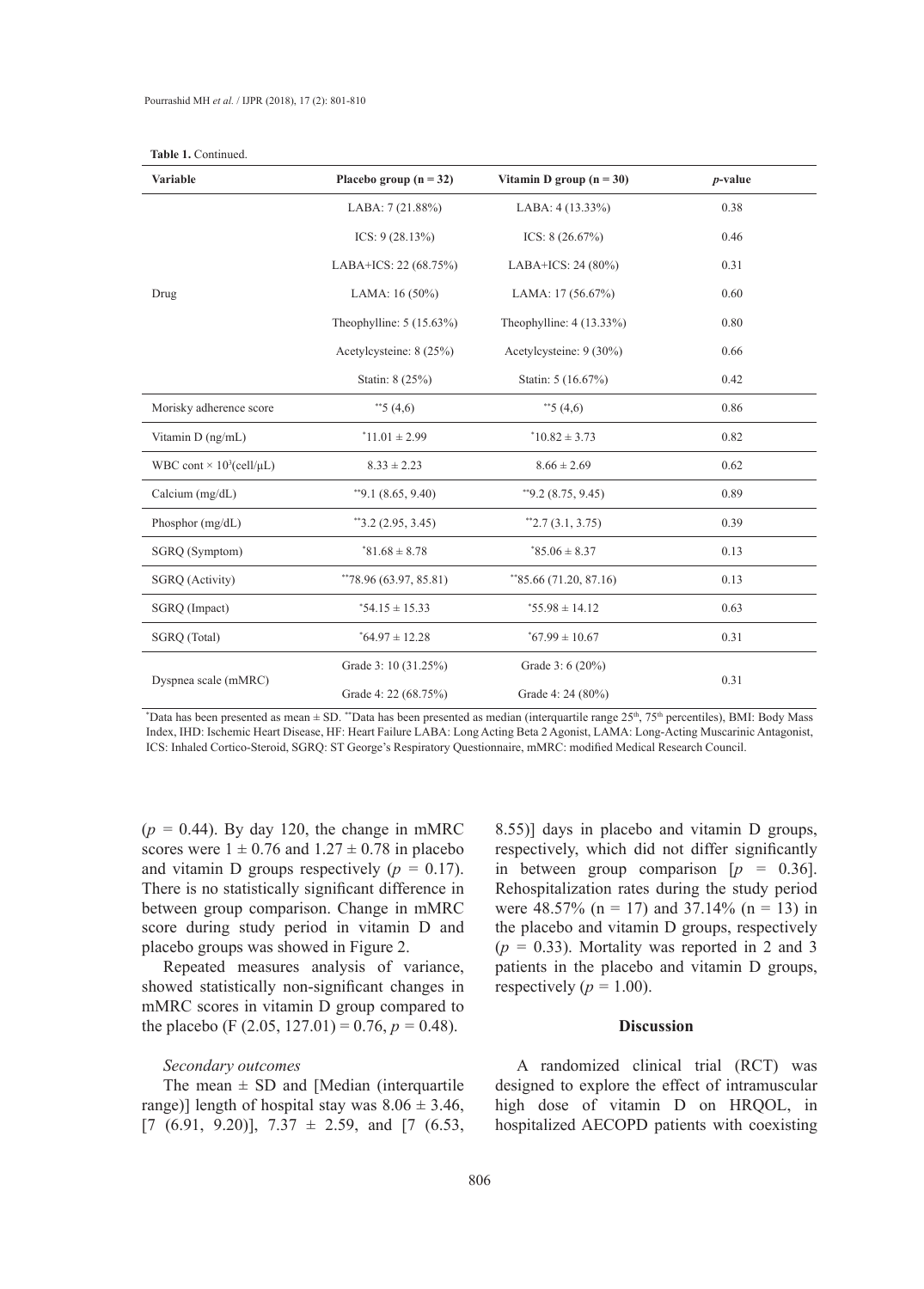**Table 1.** Continued.

| Variable | Placebo group (n = 32) | Vitamin D group (n = 30) | *p*-value |
|---|---|---|---|
| Drug | LABA: 7 (21.88%) | LABA: 4 (13.33%) | 0.38 |
| | ICS: 9 (28.13%) | ICS: 8 (26.67%) | 0.46 |
| | LABA+ICS: 22 (68.75%) | LABA+ICS: 24 (80%) | 0.31 |
| | LAMA: 16 (50%) | LAMA: 17 (56.67%) | 0.60 |
| | Theophylline: 5 (15.63%) | Theophylline: 4 (13.33%) | 0.80 |
| | Acetylcysteine: 8 (25%) | Acetylcysteine: 9 (30%) | 0.66 |
| | Statin: 8 (25%) | Statin: 5 (16.67%) | 0.42 |
| Morisky adherence score | **5 (4,6) | **5 (4,6) | 0.86 |
| Vitamin D (ng/mL) | *11.01 ± 2.99 | *10.82 ± 3.73 | 0.82 |
| WBC cont × $10^3$(cell/μL) | 8.33 ± 2.23 | 8.66 ± 2.69 | 0.62 |
| Calcium (mg/dL) | **9.1 (8.65, 9.40) | **9.2 (8.75, 9.45) | 0.89 |
| Phosphor (mg/dL) | **3.2 (2.95, 3.45) | **2.7 (3.1, 3.75) | 0.39 |
| SGRQ (Symptom) | *81.68 ± 8.78 | *85.06 ± 8.37 | 0.13 |
| SGRQ (Activity) | **78.96 (63.97, 85.81) | **85.66 (71.20, 87.16) | 0.13 |
| SGRQ (Impact) | *54.15 ± 15.33 | *55.98 ± 14.12 | 0.63 |
| SGRQ (Total) | *64.97 ± 12.28 | *67.99 ± 10.67 | 0.31 |
| Dyspnea scale (mMRC) | Grade 3: 10 (31.25%) | Grade 3: 6 (20%) | 0.31 |
| | Grade 4: 22 (68.75%) | Grade 4: 24 (80%) | |

*Data has been presented as mean ± SD. **Data has been presented as median (interquartile range 25th, 75th percentiles), BMI: Body Mass Index, IHD: Ischemic Heart Disease, HF: Heart Failure LABA: Long Acting Beta 2 Agonist, LAMA: Long-Acting Muscarinic Antagonist, ICS: Inhaled Cortico-Steroid, SGRQ: ST George's Respiratory Questionnaire, mMRC: modified Medical Research Council.

($p$ = 0.44). By day 120, the change in mMRC scores were 1 ± 0.76 and 1.27 ± 0.78 in placebo and vitamin D groups respectively ($p$ = 0.17). There is no statistically significant difference in between group comparison. Change in mMRC score during study period in vitamin D and placebo groups was showed in Figure 2.

Repeated measures analysis of variance, showed statistically non-significant changes in mMRC scores in vitamin D group compared to the placebo ($F$ (2.05, 127.01) = 0.76, $p$ = 0.48).

*Secondary outcomes*

The mean ± SD and [Median (interquartile range)] length of hospital stay was 8.06 ± 3.46, [7 (6.91, 9.20)], 7.37 ± 2.59, and [7 (6.53, 8.55)] days in placebo and vitamin D groups, respectively, which did not differ significantly in between group comparison [$p$ = 0.36]. Rehospitalization rates during the study period were 48.57% (n = 17) and 37.14% (n = 13) in the placebo and vitamin D groups, respectively ($p$ = 0.33). Mortality was reported in 2 and 3 patients in the placebo and vitamin D groups, respectively ($p$ = 1.00).

## Discussion

A randomized clinical trial (RCT) was designed to explore the effect of intramuscular high dose of vitamin D on HRQOL, in hospitalized AECOPD patients with coexisting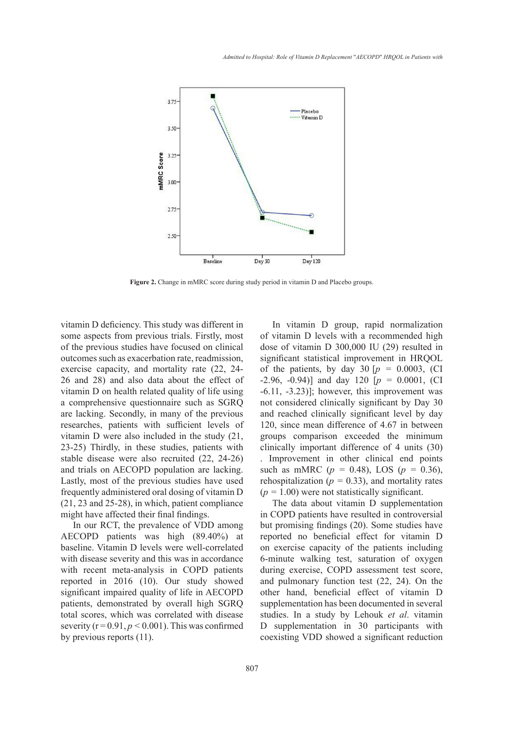Figure 2. Change in mMRC score during study period in vitamin D and Placebo groups.

vitamin D deficiency. This study was different in some aspects from previous trials. Firstly, most of the previous studies have focused on clinical outcomes such as exacerbation rate, readmission, exercise capacity, and mortality rate (22, 24-26 and 28) and also data about the effect of vitamin D on health related quality of life using a comprehensive questionnaire such as SGRQ are lacking. Secondly, in many of the previous researches, patients with sufficient levels of vitamin D were also included in the study (21, 23-25) Thirdly, in these studies, patients with stable disease were also recruited (22, 24-26) and trials on AECOPD population are lacking. Lastly, most of the previous studies have used frequently administered oral dosing of vitamin D (21, 23 and 25-28), in which, patient compliance might have affected their final findings.

In our RCT, the prevalence of VDD among AECOPD patients was high (89.40%) at baseline. Vitamin D levels were well-correlated with disease severity and this was in accordance with recent meta-analysis in COPD patients reported in 2016 (10). Our study showed significant impaired quality of life in AECOPD patients, demonstrated by overall high SGRQ total scores, which was correlated with disease severity ($r = 0.91$, $p < 0.001$). This was confirmed by previous reports (11).

In vitamin D group, rapid normalization of vitamin D levels with a recommended high dose of vitamin D 300,000 IU (29) resulted in significant statistical improvement in HRQOL of the patients, by day 30 [$p$ = 0.0003, (CI -2.96, -0.94)] and day 120 [$p$ = 0.0001, (CI -6.11, -3.23)]; however, this improvement was not considered clinically significant by Day 30 and reached clinically significant level by day 120, since mean difference of 4.67 in between groups comparison exceeded the minimum clinically important difference of 4 units (30) . Improvement in other clinical end points such as mMRC ($p$ = 0.48), LOS ($p$ = 0.36), rehospitalization ($p$ = 0.33), and mortality rates ($p$ = 1.00) were not statistically significant.

The data about vitamin D supplementation in COPD patients have resulted in controversial but promising findings (20). Some studies have reported no beneficial effect for vitamin D on exercise capacity of the patients including 6-minute walking test, saturation of oxygen during exercise, COPD assessment test score, and pulmonary function test (22, 24). On the other hand, beneficial effect of vitamin D supplementation has been documented in several studies. In a study by Lehouk *et al*. vitamin D supplementation in 30 participants with coexisting VDD showed a significant reduction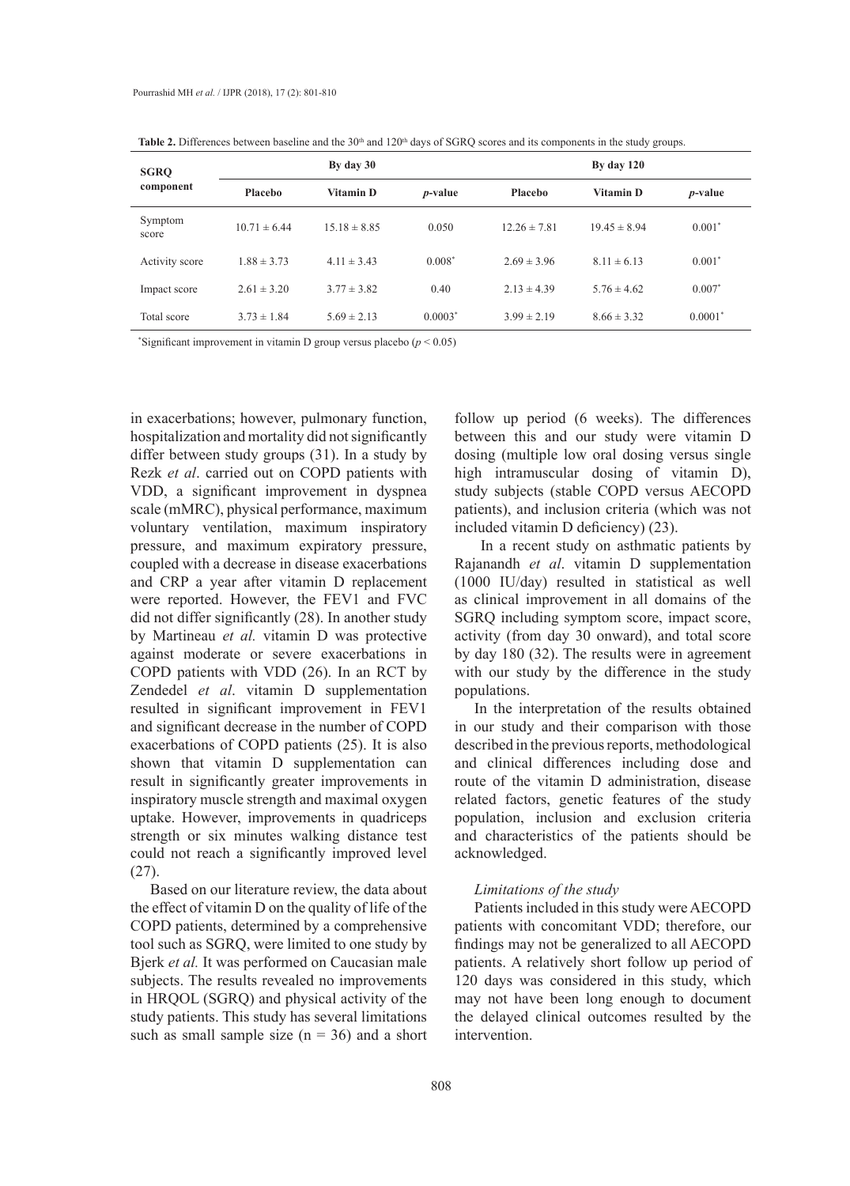**Table 2.** Differences between baseline and the 30[th] and 120[th] days of SGRQ scores and its components in the study groups.

| SGRQ component | By day 30 | | | By day 120 | | |
|---|---|---|---|---|---|---|
| | Placebo | Vitamin D | *p*-value | Placebo | Vitamin D | *p*-value |
| Symptom score | 10.71 ± 6.44 | 15.18 ± 8.85 | 0.050 | 12.26 ± 7.81 | 19.45 ± 8.94 | 0.001* |
| Activity score | 1.88 ± 3.73 | 4.11 ± 3.43 | 0.008* | 2.69 ± 3.96 | 8.11 ± 6.13 | 0.001* |
| Impact score | 2.61 ± 3.20 | 3.77 ± 3.82 | 0.40 | 2.13 ± 4.39 | 5.76 ± 4.62 | 0.007* |
| Total score | 3.73 ± 1.84 | 5.69 ± 2.13 | 0.0003* | 3.99 ± 2.19 | 8.66 ± 3.32 | 0.0001* |

*Significant improvement in vitamin D group versus placebo ($p < 0.05$)

in exacerbations; however, pulmonary function, hospitalization and mortality did not significantly differ between study groups (31). In a study by Rezk *et al*. carried out on COPD patients with VDD, a significant improvement in dyspnea scale (mMRC), physical performance, maximum voluntary ventilation, maximum inspiratory pressure, and maximum expiratory pressure, coupled with a decrease in disease exacerbations and CRP a year after vitamin D replacement were reported. However, the FEV1 and FVC did not differ significantly (28). In another study by Martineau *et al.* vitamin D was protective against moderate or severe exacerbations in COPD patients with VDD (26). In an RCT by Zendedel *et al*. vitamin D supplementation resulted in significant improvement in FEV1 and significant decrease in the number of COPD exacerbations of COPD patients (25). It is also shown that vitamin D supplementation can result in significantly greater improvements in inspiratory muscle strength and maximal oxygen uptake. However, improvements in quadriceps strength or six minutes walking distance test could not reach a significantly improved level (27).

Based on our literature review, the data about the effect of vitamin D on the quality of life of the COPD patients, determined by a comprehensive tool such as SGRQ, were limited to one study by Bjerk *et al.* It was performed on Caucasian male subjects. The results revealed no improvements in HRQOL (SGRQ) and physical activity of the study patients. This study has several limitations such as small sample size (n = 36) and a short follow up period (6 weeks). The differences between this and our study were vitamin D dosing (multiple low oral dosing versus single high intramuscular dosing of vitamin D), study subjects (stable COPD versus AECOPD patients), and inclusion criteria (which was not included vitamin D deficiency) (23).

In a recent study on asthmatic patients by Rajanandh *et al*. vitamin D supplementation (1000 IU/day) resulted in statistical as well as clinical improvement in all domains of the SGRQ including symptom score, impact score, activity (from day 30 onward), and total score by day 180 (32). The results were in agreement with our study by the difference in the study populations.

In the interpretation of the results obtained in our study and their comparison with those described in the previous reports, methodological and clinical differences including dose and route of the vitamin D administration, disease related factors, genetic features of the study population, inclusion and exclusion criteria and characteristics of the patients should be acknowledged.

*Limitations of the study*

Patients included in this study were AECOPD patients with concomitant VDD; therefore, our findings may not be generalized to all AECOPD patients. A relatively short follow up period of 120 days was considered in this study, which may not have been long enough to document the delayed clinical outcomes resulted by the intervention.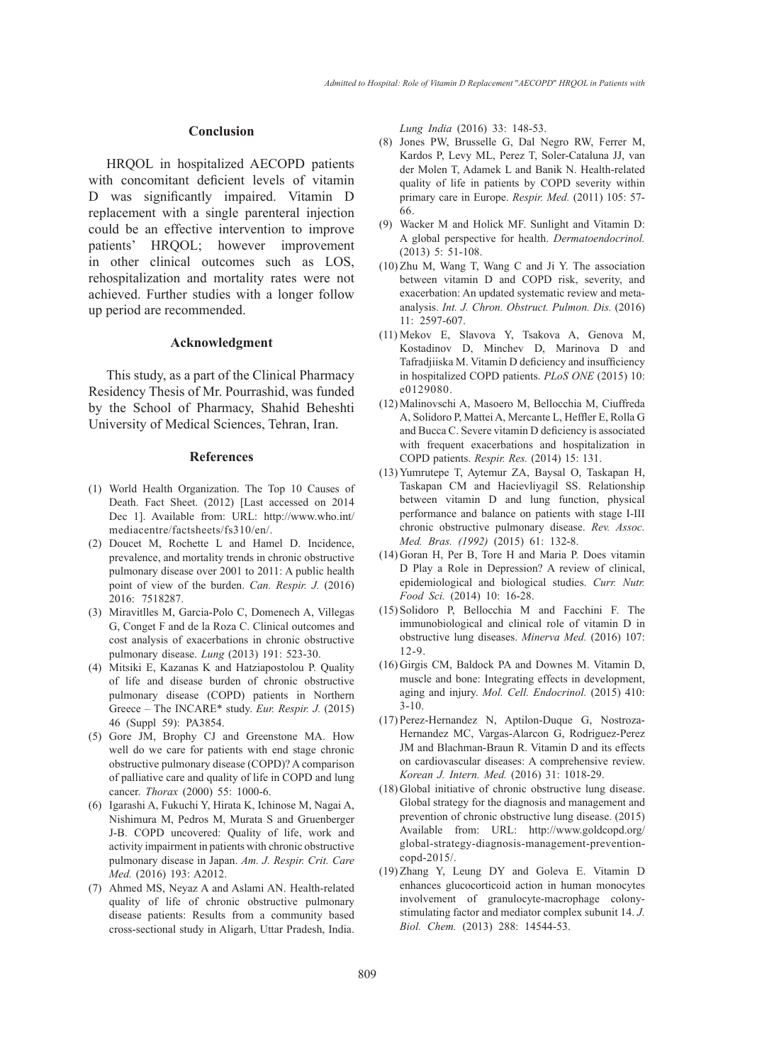## Conclusion

HRQOL in hospitalized AECOPD patients with concomitant deficient levels of vitamin D was significantly impaired. Vitamin D replacement with a single parenteral injection could be an effective intervention to improve patients' HRQOL; however improvement in other clinical outcomes such as LOS, rehospitalization and mortality rates were not achieved. Further studies with a longer follow up period are recommended.

## Acknowledgment

This study, as a part of the Clinical Pharmacy Residency Thesis of Mr. Pourrashid, was funded by the School of Pharmacy, Shahid Beheshti University of Medical Sciences, Tehran, Iran.

## References

(1) World Health Organization. The Top 10 Causes of Death. Fact Sheet. (2012) [Last accessed on 2014 Dec 1]. Available from: URL: http://www.who.int/mediacentre/factsheets/fs310/en/.

(2) Doucet M, Rochette L and Hamel D. Incidence, prevalence, and mortality trends in chronic obstructive pulmonary disease over 2001 to 2011: A public health point of view of the burden. *Can. Respir. J.* (2016) 2016: 7518287.

(3) Miravitlles M, Garcia-Polo C, Domenech A, Villegas G, Conget F and de la Roza C. Clinical outcomes and cost analysis of exacerbations in chronic obstructive pulmonary disease. *Lung* (2013) 191: 523-30.

(4) Mitsiki E, Kazanas K and Hatziapostolou P. Quality of life and disease burden of chronic obstructive pulmonary disease (COPD) patients in Northern Greece – The INCARE* study. *Eur. Respir. J.* (2015) 46 (Suppl 59): PA3854.

(5) Gore JM, Brophy CJ and Greenstone MA. How well do we care for patients with end stage chronic obstructive pulmonary disease (COPD)? A comparison of palliative care and quality of life in COPD and lung cancer. *Thorax* (2000) 55: 1000-6.

(6) Igarashi A, Fukuchi Y, Hirata K, Ichinose M, Nagai A, Nishimura M, Pedros M, Murata S and Gruenberger J-B. COPD uncovered: Quality of life, work and activity impairment in patients with chronic obstructive pulmonary disease in Japan. *Am. J. Respir. Crit. Care Med.* (2016) 193: A2012.

(7) Ahmed MS, Neyaz A and Aslami AN. Health-related quality of life of chronic obstructive pulmonary disease patients: Results from a community based cross-sectional study in Aligarh, Uttar Pradesh, India. *Lung India* (2016) 33: 148-53.

(8) Jones PW, Brusselle G, Dal Negro RW, Ferrer M, Kardos P, Levy ML, Perez T, Soler-Cataluna JJ, van der Molen T, Adamek L and Banik N. Health-related quality of life in patients by COPD severity within primary care in Europe. *Respir. Med.* (2011) 105: 57-66.

(9) Wacker M and Holick MF. Sunlight and Vitamin D: A global perspective for health. *Dermatoendocrinol.* (2013) 5: 51-108.

(10) Zhu M, Wang T, Wang C and Ji Y. The association between vitamin D and COPD risk, severity, and exacerbation: An updated systematic review and meta-analysis. *Int. J. Chron. Obstruct. Pulmon. Dis.* (2016) 11: 2597-607.

(11) Mekov E, Slavova Y, Tsakova A, Genova M, Kostadinov D, Minchev D, Marinova D and Tafradjiiska M. Vitamin D deficiency and insufficiency in hospitalized COPD patients. *PLoS ONE* (2015) 10: e0129080.

(12) Malinovschi A, Masoero M, Bellocchia M, Ciuffreda A, Solidoro P, Mattei A, Mercante L, Heffler E, Rolla G and Bucca C. Severe vitamin D deficiency is associated with frequent exacerbations and hospitalization in COPD patients. *Respir. Res.* (2014) 15: 131.

(13) Yumrutepe T, Aytemur ZA, Baysal O, Taskapan H, Taskapan CM and Hacievliyagil SS. Relationship between vitamin D and lung function, physical performance and balance on patients with stage I-III chronic obstructive pulmonary disease. *Rev. Assoc. Med. Bras. (1992)* (2015) 61: 132-8.

(14) Goran H, Per B, Tore H and Maria P. Does vitamin D Play a Role in Depression? A review of clinical, epidemiological and biological studies. *Curr. Nutr. Food Sci.* (2014) 10: 16-28.

(15) Solidoro P, Bellocchia M and Facchini F. The immunobiological and clinical role of vitamin D in obstructive lung diseases. *Minerva Med.* (2016) 107: 12-9.

(16) Girgis CM, Baldock PA and Downes M. Vitamin D, muscle and bone: Integrating effects in development, aging and injury. *Mol. Cell. Endocrinol.* (2015) 410: 3-10.

(17) Perez-Hernandez N, Aptilon-Duque G, Nostroza-Hernandez MC, Vargas-Alarcon G, Rodriguez-Perez JM and Blachman-Braun R. Vitamin D and its effects on cardiovascular diseases: A comprehensive review. *Korean J. Intern. Med.* (2016) 31: 1018-29.

(18) Global initiative of chronic obstructive lung disease. Global strategy for the diagnosis and management and prevention of chronic obstructive lung disease. (2015) Available from: URL: http://www.goldcopd.org/global-strategy-diagnosis-management-prevention-copd-2015/.

(19) Zhang Y, Leung DY and Goleva E. Vitamin D enhances glucocorticoid action in human monocytes involvement of granulocyte-macrophage colony-stimulating factor and mediator complex subunit 14. *J. Biol. Chem.* (2013) 288: 14544-53.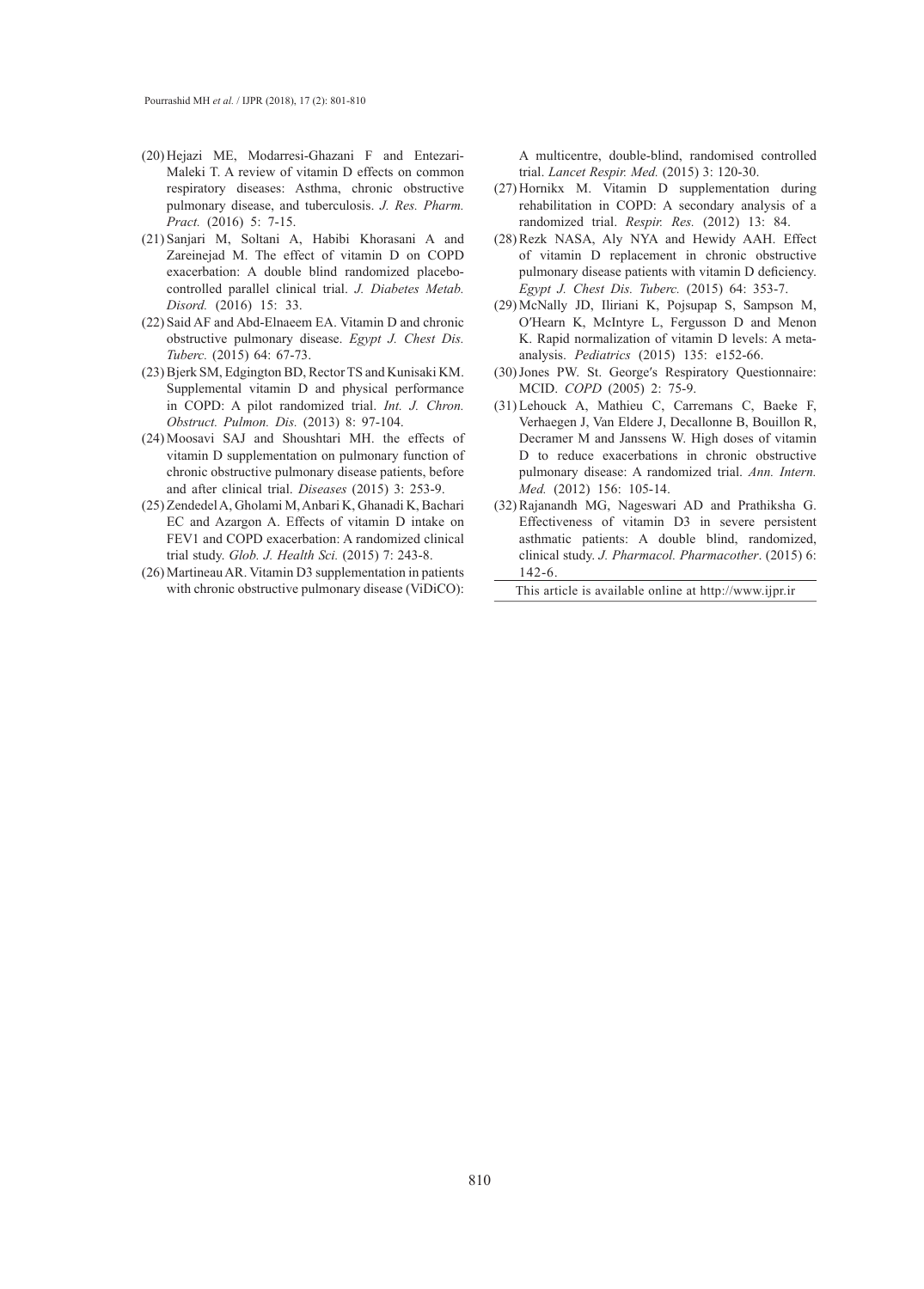(20) Hejazi ME, Modarresi-Ghazani F and Entezari-Maleki T. A review of vitamin D effects on common respiratory diseases: Asthma, chronic obstructive pulmonary disease, and tuberculosis. *J. Res. Pharm. Pract.* (2016) 5: 7-15.

(21) Sanjari M, Soltani A, Habibi Khorasani A and Zareinejad M. The effect of vitamin D on COPD exacerbation: A double blind randomized placebo-controlled parallel clinical trial. *J. Diabetes Metab. Disord.* (2016) 15: 33.

(22) Said AF and Abd-Elnaeem EA. Vitamin D and chronic obstructive pulmonary disease. *Egypt J. Chest Dis. Tuberc.* (2015) 64: 67-73.

(23) Bjerk SM, Edgington BD, Rector TS and Kunisaki KM. Supplemental vitamin D and physical performance in COPD: A pilot randomized trial. *Int. J. Chron. Obstruct. Pulmon. Dis.* (2013) 8: 97-104.

(24) Moosavi SAJ and Shoushtari MH. the effects of vitamin D supplementation on pulmonary function of chronic obstructive pulmonary disease patients, before and after clinical trial. *Diseases* (2015) 3: 253-9.

(25) Zendedel A, Gholami M, Anbari K, Ghanadi K, Bachari EC and Azargon A. Effects of vitamin D intake on FEV1 and COPD exacerbation: A randomized clinical trial study. *Glob. J. Health Sci.* (2015) 7: 243-8.

(26) Martineau AR. Vitamin D3 supplementation in patients with chronic obstructive pulmonary disease (ViDiCO): A multicentre, double-blind, randomised controlled trial. *Lancet Respir. Med.* (2015) 3: 120-30.

(27) Hornikx M. Vitamin D supplementation during rehabilitation in COPD: A secondary analysis of a randomized trial. *Respir. Res.* (2012) 13: 84.

(28) Rezk NASA, Aly NYA and Hewidy AAH. Effect of vitamin D replacement in chronic obstructive pulmonary disease patients with vitamin D deficiency. *Egypt J. Chest Dis. Tuberc.* (2015) 64: 353-7.

(29) McNally JD, Iliriani K, Pojsupap S, Sampson M, O′Hearn K, McIntyre L, Fergusson D and Menon K. Rapid normalization of vitamin D levels: A meta-analysis. *Pediatrics* (2015) 135: e152-66.

(30) Jones PW. St. George′s Respiratory Questionnaire: MCID. *COPD* (2005) 2: 75-9.

(31) Lehouck A, Mathieu C, Carremans C, Baeke F, Verhaegen J, Van Eldere J, Decallonne B, Bouillon R, Decramer M and Janssens W. High doses of vitamin D to reduce exacerbations in chronic obstructive pulmonary disease: A randomized trial. *Ann. Intern. Med.* (2012) 156: 105-14.

(32) Rajanandh MG, Nageswari AD and Prathiksha G. Effectiveness of vitamin D3 in severe persistent asthmatic patients: A double blind, randomized, clinical study. *J. Pharmacol. Pharmacother*. (2015) 6: 142-6.

This article is available online at http://www.ijpr.ir